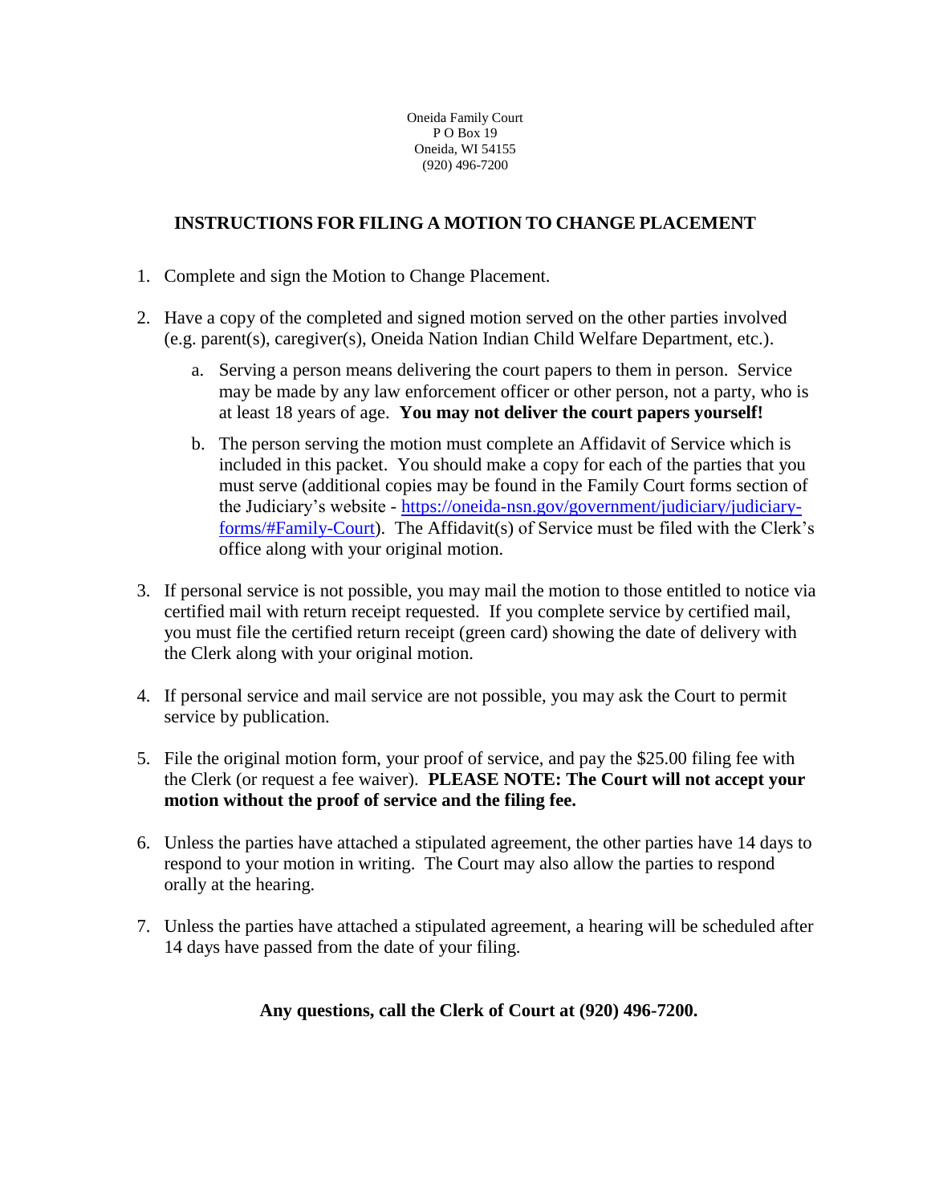Oneida Family Court
P O Box 19
Oneida, WI 54155
(920) 496-7200

## INSTRUCTIONS FOR FILING A MOTION TO CHANGE PLACEMENT

1. Complete and sign the Motion to Change Placement.

2. Have a copy of the completed and signed motion served on the other parties involved (e.g. parent(s), caregiver(s), Oneida Nation Indian Child Welfare Department, etc.).

   a. Serving a person means delivering the court papers to them in person. Service may be made by any law enforcement officer or other person, not a party, who is at least 18 years of age. **You may not deliver the court papers yourself!**

   b. The person serving the motion must complete an Affidavit of Service which is included in this packet. You should make a copy for each of the parties that you must serve (additional copies may be found in the Family Court forms section of the Judiciary's website - [https://oneida-nsn.gov/government/judiciary/judiciary-forms/#Family-Court](https://oneida-nsn.gov/government/judiciary/judiciary-forms/#Family-Court)). The Affidavit(s) of Service must be filed with the Clerk's office along with your original motion.

3. If personal service is not possible, you may mail the motion to those entitled to notice via certified mail with return receipt requested. If you complete service by certified mail, you must file the certified return receipt (green card) showing the date of delivery with the Clerk along with your original motion.

4. If personal service and mail service are not possible, you may ask the Court to permit service by publication.

5. File the original motion form, your proof of service, and pay the $25.00 filing fee with the Clerk (or request a fee waiver). **PLEASE NOTE: The Court will not accept your motion without the proof of service and the filing fee.**

6. Unless the parties have attached a stipulated agreement, the other parties have 14 days to respond to your motion in writing. The Court may also allow the parties to respond orally at the hearing.

7. Unless the parties have attached a stipulated agreement, a hearing will be scheduled after 14 days have passed from the date of your filing.

**Any questions, call the Clerk of Court at (920) 496-7200.**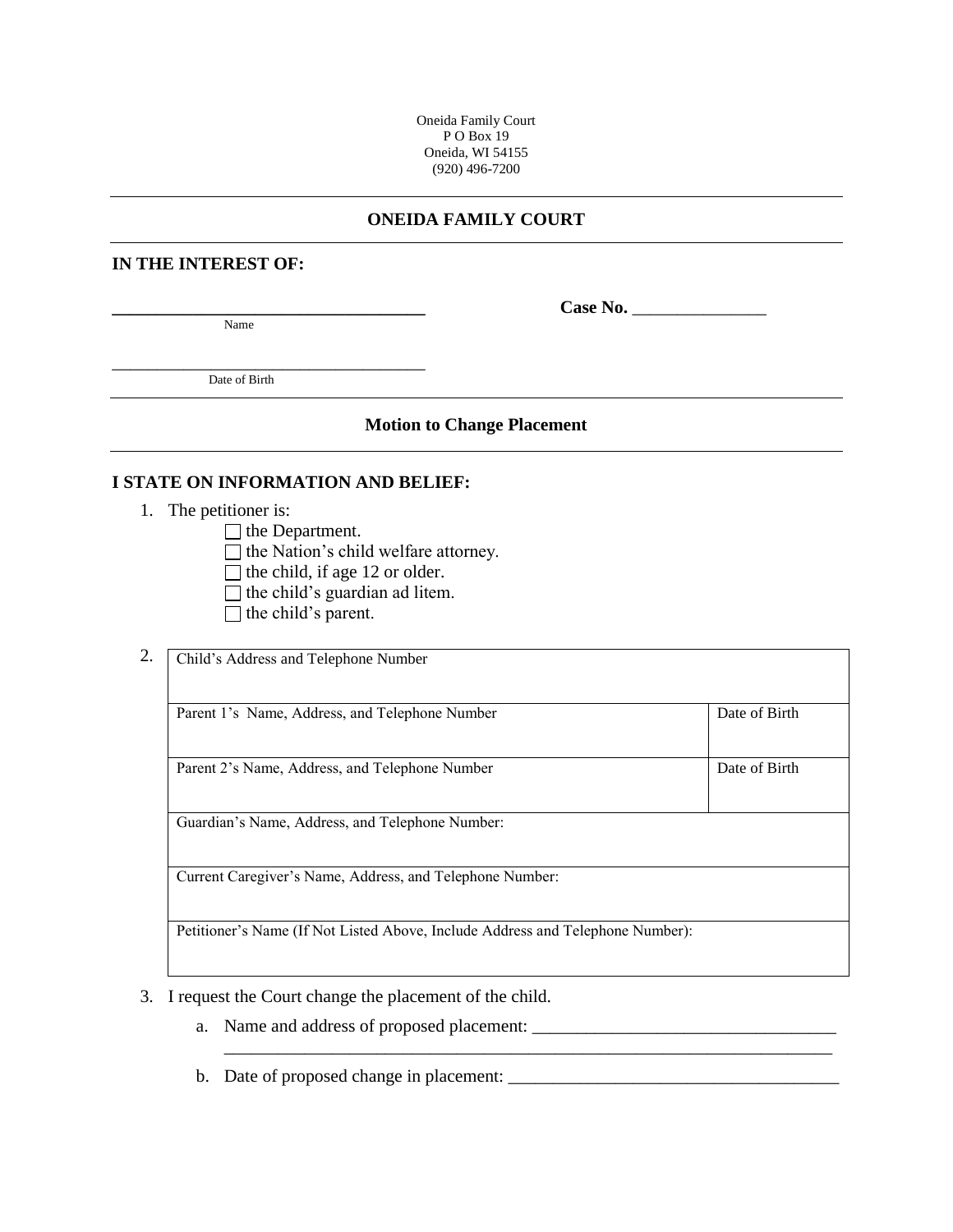Oneida Family Court
P O Box 19
Oneida, WI 54155
(920) 496-7200

---

## ONEIDA FAMILY COURT

---

**IN THE INTEREST OF:**

______________________________ **Case No.** _______________
Name

______________________________
Date of Birth

---

### Motion to Change Placement

---

**I STATE ON INFORMATION AND BELIEF:**

1. The petitioner is:
   - ☐ the Department.
   - ☐ the Nation's child welfare attorney.
   - ☐ the child, if age 12 or older.
   - ☐ the child's guardian ad litem.
   - ☐ the child's parent.

2.

| Child's Address and Telephone Number | |
|---|---|
| Parent 1's Name, Address, and Telephone Number | Date of Birth |
| Parent 2's Name, Address, and Telephone Number | Date of Birth |
| Guardian's Name, Address, and Telephone Number: | |
| Current Caregiver's Name, Address, and Telephone Number: | |
| Petitioner's Name (If Not Listed Above, Include Address and Telephone Number): | |

3. I request the Court change the placement of the child.
   a. Name and address of proposed placement: ________________________________
   ______________________________________________________________________
   b. Date of proposed change in placement: ____________________________________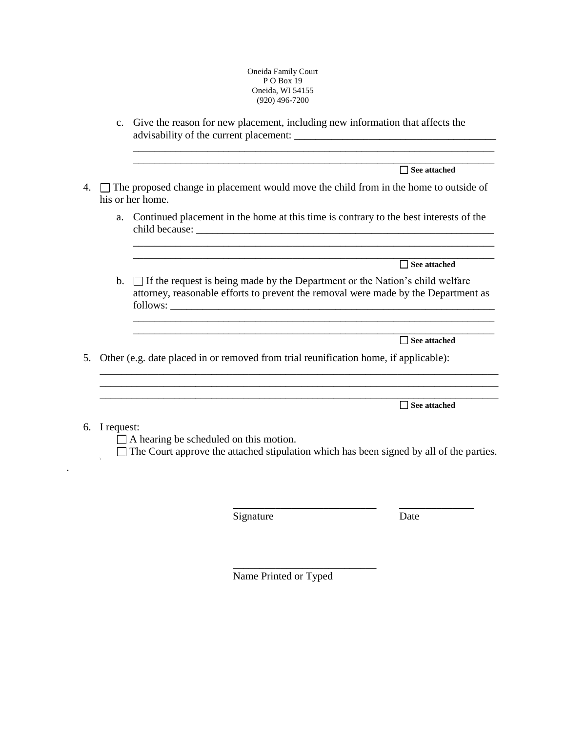Oneida Family Court
P O Box 19
Oneida, WI 54155
(920) 496-7200

c. Give the reason for new placement, including new information that affects the advisability of the current placement: ______________________________________
_____________________________________________________________________
_____________________________________________________________________
☐ **See attached**

4. ☐ The proposed change in placement would move the child from in the home to outside of his or her home.

   a. Continued placement in the home at this time is contrary to the best interests of the child because: _____________________________________________________________
   _____________________________________________________________________
   _____________________________________________________________________
   ☐ **See attached**

   b. ☐ If the request is being made by the Department or the Nation's child welfare attorney, reasonable efforts to prevent the removal were made by the Department as follows: _______________________________________________________________
   _____________________________________________________________________
   _____________________________________________________________________
   ☐ **See attached**

5. Other (e.g. date placed in or removed from trial reunification home, if applicable):
_________________________________________________________________________
_________________________________________________________________________
_________________________________________________________________________
☐ **See attached**

6. I request:
   ☐ A hearing be scheduled on this motion.
   ☐ The Court approve the attached stipulation which has been signed by all of the parties.

___________________________ _____________
Signature Date

___________________________
Name Printed or Typed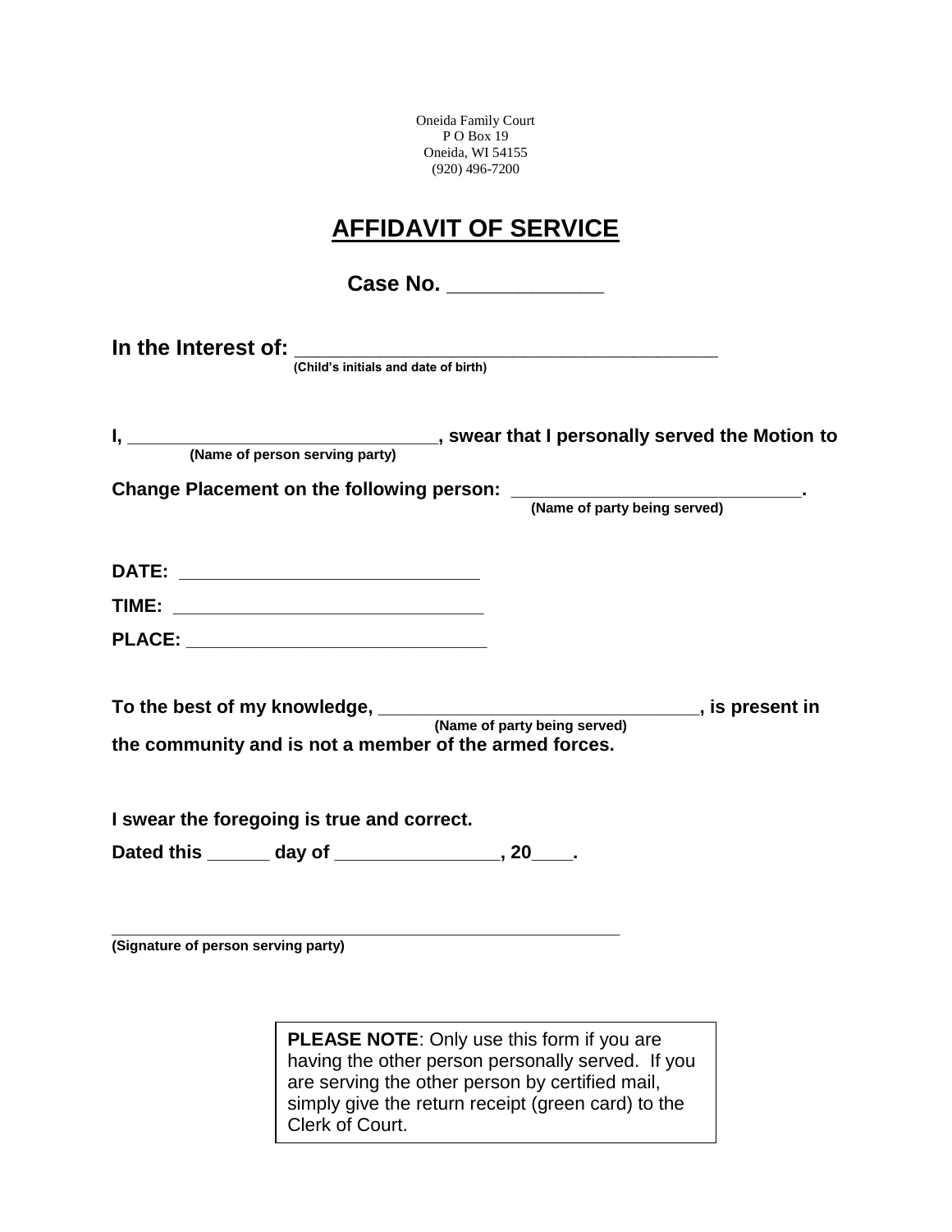Oneida Family Court
P O Box 19
Oneida, WI 54155
(920) 496-7200

# AFFIDAVIT OF SERVICE

**Case No. _____________**

**In the Interest of: ________________________________________**
**(Child's initials and date of birth)**

**I, ______________________________, swear that I personally served the Motion to**
**(Name of person serving party)**

**Change Placement on the following person: _____________________________.**
**(Name of party being served)**

**DATE: ______________________________**

**TIME: ______________________________**

**PLACE: ______________________________**

**To the best of my knowledge, _______________________________, is present in**
**(Name of party being served)**
**the community and is not a member of the armed forces.**

**I swear the foregoing is true and correct.**

**Dated this ______ day of ________________, 20____.**

__________________________________________________________
**(Signature of person serving party)**

**PLEASE NOTE**: Only use this form if you are having the other person personally served. If you are serving the other person by certified mail, simply give the return receipt (green card) to the Clerk of Court.